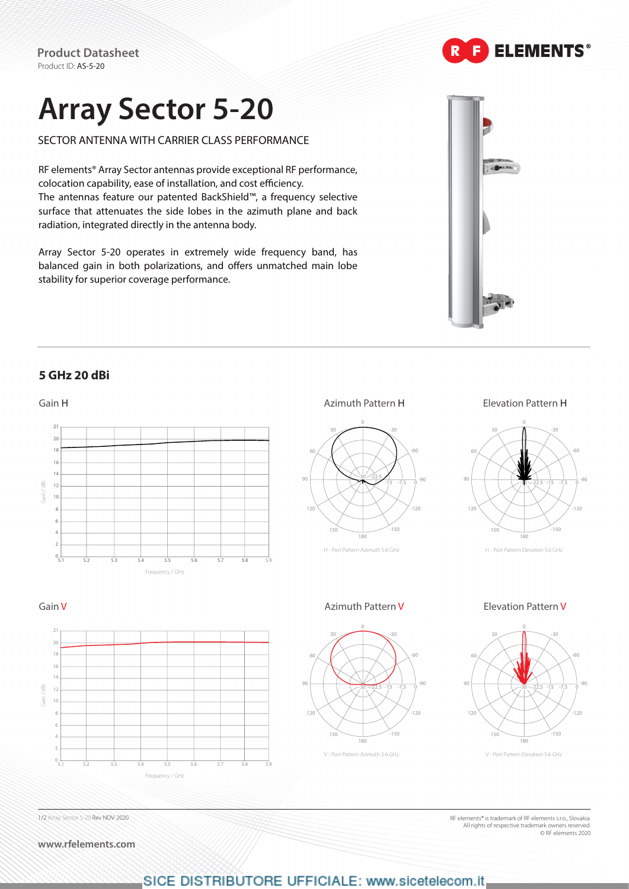**Product Datasheet**
Product ID: AS-5-20

# Array Sector 5-20

SECTOR ANTENNA WITH CARRIER CLASS PERFORMANCE

RF elements® Array Sector antennas provide exceptional RF performance, colocation capability, ease of installation, and cost efficiency.
The antennas feature our patented BackShield™, a frequency selective surface that attenuates the side lobes in the azimuth plane and back radiation, integrated directly in the antenna body.

Array Sector 5-20 operates in extremely wide frequency band, has balanced gain in both polarizations, and offers unmatched main lobe stability for superior coverage performance.

## 5 GHz 20 dBi

### Gain H

Gain / dBi vs. Frequency / GHz

### Azimuth Pattern H

H - Port Pattern Azimuth 5.6 GHz

### Elevation Pattern H

H - Port Pattern Elevation 5.6 GHz

### Gain V

Gain / dBi vs. Frequency / GHz

### Azimuth Pattern V

V - Port Pattern Azimuth 5.6 GHz

### Elevation Pattern V

V - Port Pattern Elevation 5.6 GHz

Array Sector 5-20 Rev NOV-2020

RF elements® is trademark of RF elements s.r.o., Slovakia.
All rights of respective trademark owners reserved.
© RF elements 2020

www.rfelements.com

SICE DISTRIBUTORE UFFICIALE: www.sicetelecom.it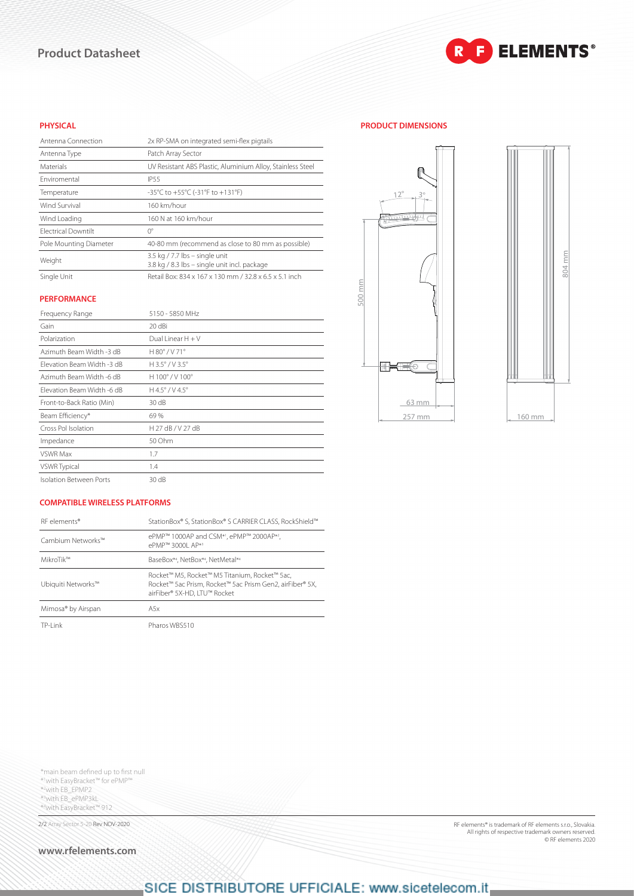## PHYSICAL

| | |
|---|---|
| Antenna Connection | 2x RP-SMA on integrated semi-flex pigtails |
| Antenna Type | Patch Array Sector |
| Materials | UV Resistant ABS Plastic, Aluminium Alloy, Stainless Steel |
| Enviromental | IP55 |
| Temperature | -35°C to +55°C (-31°F to +131°F) |
| Wind Survival | 160 km/hour |
| Wind Loading | 160 N at 160 km/hour |
| Electrical Downtilt | 0° |
| Pole Mounting Diameter | 40-80 mm (recommend as close to 80 mm as possible) |
| Weight | 3.5 kg / 7.7 lbs – single unit<br>3.8 kg / 8.3 lbs – single unit incl. package |
| Single Unit | Retail Box: 834 x 167 x 130 mm / 32.8 x 6.5 x 5.1 inch |

## PERFORMANCE

| | |
|---|---|
| Frequency Range | 5150 - 5850 MHz |
| Gain | 20 dBi |
| Polarization | Dual Linear H + V |
| Azimuth Beam Width -3 dB | H 80° / V 71° |
| Elevation Beam Width -3 dB | H 3.5° / V 3.5° |
| Azimuth Beam Width -6 dB | H 100° / V 100° |
| Elevation Beam Width -6 dB | H 4.5° / V 4.5° |
| Front-to-Back Ratio (Min) | 30 dB |
| Beam Efficiency* | 69 % |
| Cross Pol Isolation | H 27 dB / V 27 dB |
| Impedance | 50 Ohm |
| VSWR Max | 1.7 |
| VSWR Typical | 1.4 |
| Isolation Between Ports | 30 dB |

## COMPATIBLE WIRELESS PLATFORMS

| | |
|---|---|
| RF elements® | StationBox® S, StationBox® S CARRIER CLASS, RockShield™ |
| Cambium Networks™ | ePMP™ 1000AP and CSM*[1], ePMP™ 2000AP*[2], ePMP™ 3000L AP*[3] |
| MikroTik™ | BaseBox*[4], NetBox*[4], NetMetal*[4] |
| Ubiquiti Networks™ | Rocket™ M5, Rocket™ M5 Titanium, Rocket™ 5ac, Rocket™ 5ac Prism, Rocket™ 5ac Prism Gen2, airFiber® 5X, airFiber® 5X-HD, LTU™ Rocket |
| Mimosa® by Airspan | A5x |
| TP-Link | Pharos WBS510 |

## PRODUCT DIMENSIONS

12°
3°
500 mm
63 mm
257 mm
804 mm
160 mm

*main beam defined up to first null
*[1]with EasyBracket™ for ePMP™
*[2]with EB_EPMP2
*[3]with EB_ePMP3kL
*[4]with EasyBracket™ 912

2/2 Array Sector 5-20 Rev NOV-2020

RF elements® is trademark of RF elements s.r.o., Slovakia.
All rights of respective trademark owners reserved.
© RF elements 2020

www.rfelements.com

SICE DISTRIBUTORE UFFICIALE: www.sicetelecom.it